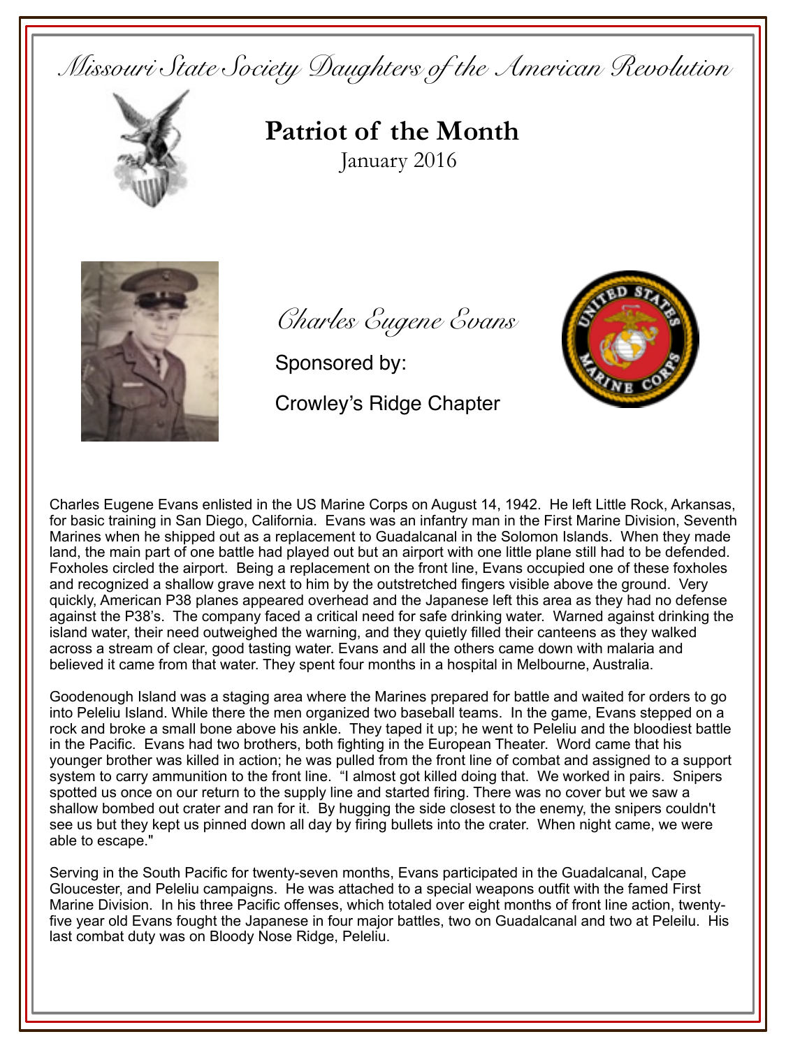*Missouri State Society Daughters of the American Revolution*

# Patriot of the Month

January 2016

## *Charles Eugene Evans*

Sponsored by:

Crowley's Ridge Chapter

Charles Eugene Evans enlisted in the US Marine Corps on August 14, 1942. He left Little Rock, Arkansas, for basic training in San Diego, California. Evans was an infantry man in the First Marine Division, Seventh Marines when he shipped out as a replacement to Guadalcanal in the Solomon Islands. When they made land, the main part of one battle had played out but an airport with one little plane still had to be defended. Foxholes circled the airport. Being a replacement on the front line, Evans occupied one of these foxholes and recognized a shallow grave next to him by the outstretched fingers visible above the ground. Very quickly, American P38 planes appeared overhead and the Japanese left this area as they had no defense against the P38's. The company faced a critical need for safe drinking water. Warned against drinking the island water, their need outweighed the warning, and they quietly filled their canteens as they walked across a stream of clear, good tasting water. Evans and all the others came down with malaria and believed it came from that water. They spent four months in a hospital in Melbourne, Australia.

Goodenough Island was a staging area where the Marines prepared for battle and waited for orders to go into Peleliu Island. While there the men organized two baseball teams. In the game, Evans stepped on a rock and broke a small bone above his ankle. They taped it up; he went to Peleliu and the bloodiest battle in the Pacific. Evans had two brothers, both fighting in the European Theater. Word came that his younger brother was killed in action; he was pulled from the front line of combat and assigned to a support system to carry ammunition to the front line. "I almost got killed doing that. We worked in pairs. Snipers spotted us once on our return to the supply line and started firing. There was no cover but we saw a shallow bombed out crater and ran for it. By hugging the side closest to the enemy, the snipers couldn't see us but they kept us pinned down all day by firing bullets into the crater. When night came, we were able to escape."

Serving in the South Pacific for twenty-seven months, Evans participated in the Guadalcanal, Cape Gloucester, and Peleliu campaigns. He was attached to a special weapons outfit with the famed First Marine Division. In his three Pacific offenses, which totaled over eight months of front line action, twenty-five year old Evans fought the Japanese in four major battles, two on Guadalcanal and two at Peleilu. His last combat duty was on Bloody Nose Ridge, Peleliu.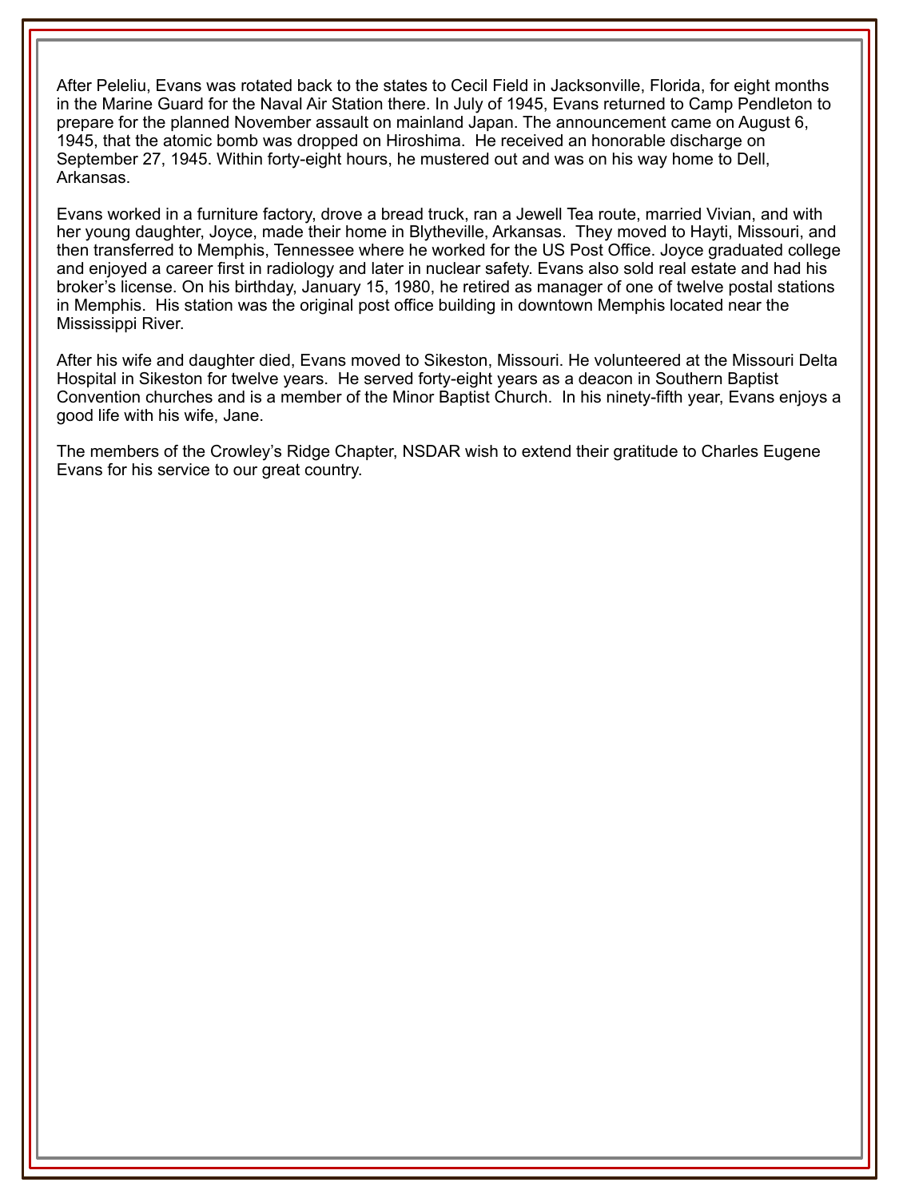After Peleliu, Evans was rotated back to the states to Cecil Field in Jacksonville, Florida, for eight months in the Marine Guard for the Naval Air Station there. In July of 1945, Evans returned to Camp Pendleton to prepare for the planned November assault on mainland Japan. The announcement came on August 6, 1945, that the atomic bomb was dropped on Hiroshima. He received an honorable discharge on September 27, 1945. Within forty-eight hours, he mustered out and was on his way home to Dell, Arkansas.

Evans worked in a furniture factory, drove a bread truck, ran a Jewell Tea route, married Vivian, and with her young daughter, Joyce, made their home in Blytheville, Arkansas. They moved to Hayti, Missouri, and then transferred to Memphis, Tennessee where he worked for the US Post Office. Joyce graduated college and enjoyed a career first in radiology and later in nuclear safety. Evans also sold real estate and had his broker's license. On his birthday, January 15, 1980, he retired as manager of one of twelve postal stations in Memphis. His station was the original post office building in downtown Memphis located near the Mississippi River.

After his wife and daughter died, Evans moved to Sikeston, Missouri. He volunteered at the Missouri Delta Hospital in Sikeston for twelve years. He served forty-eight years as a deacon in Southern Baptist Convention churches and is a member of the Minor Baptist Church. In his ninety-fifth year, Evans enjoys a good life with his wife, Jane.

The members of the Crowley's Ridge Chapter, NSDAR wish to extend their gratitude to Charles Eugene Evans for his service to our great country.